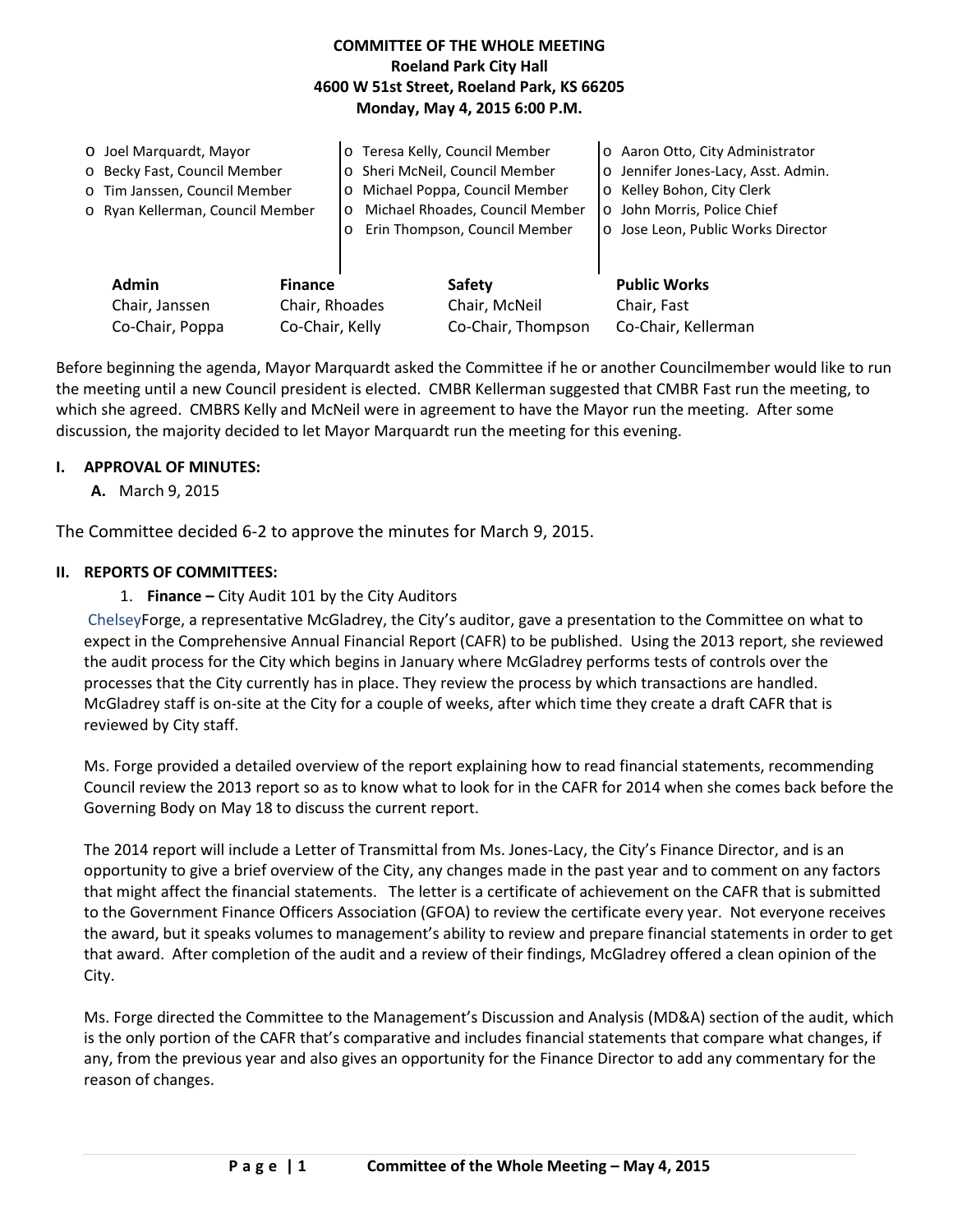**COMMITTEE OF THE WHOLE MEETING**
**Roeland Park City Hall**
**4600 W 51st Street, Roeland Park, KS 66205**
**Monday, May 4, 2015 6:00 P.M.**

- o Joel Marquardt, Mayor
- o Becky Fast, Council Member
- o Tim Janssen, Council Member
- o Ryan Kellerman, Council Member
- o Teresa Kelly, Council Member
- o Sheri McNeil, Council Member
- o Michael Poppa, Council Member
- o Michael Rhoades, Council Member
- o Erin Thompson, Council Member
- o Aaron Otto, City Administrator
- o Jennifer Jones-Lacy, Asst. Admin.
- o Kelley Bohon, City Clerk
- o John Morris, Police Chief
- o Jose Leon, Public Works Director

| Admin | Finance | Safety | Public Works |
|---|---|---|---|
| Chair, Janssen | Chair, Rhoades | Chair, McNeil | Chair, Fast |
| Co-Chair, Poppa | Co-Chair, Kelly | Co-Chair, Thompson | Co-Chair, Kellerman |

Before beginning the agenda, Mayor Marquardt asked the Committee if he or another Councilmember would like to run the meeting until a new Council president is elected. CMBR Kellerman suggested that CMBR Fast run the meeting, to which she agreed. CMBRS Kelly and McNeil were in agreement to have the Mayor run the meeting. After some discussion, the majority decided to let Mayor Marquardt run the meeting for this evening.

## I. APPROVAL OF MINUTES:

**A.** March 9, 2015

The Committee decided 6-2 to approve the minutes for March 9, 2015.

## II. REPORTS OF COMMITTEES:

1. **Finance –** City Audit 101 by the City Auditors

ChelseyForge, a representative McGladrey, the City's auditor, gave a presentation to the Committee on what to expect in the Comprehensive Annual Financial Report (CAFR) to be published. Using the 2013 report, she reviewed the audit process for the City which begins in January where McGladrey performs tests of controls over the processes that the City currently has in place. They review the process by which transactions are handled. McGladrey staff is on-site at the City for a couple of weeks, after which time they create a draft CAFR that is reviewed by City staff.

Ms. Forge provided a detailed overview of the report explaining how to read financial statements, recommending Council review the 2013 report so as to know what to look for in the CAFR for 2014 when she comes back before the Governing Body on May 18 to discuss the current report.

The 2014 report will include a Letter of Transmittal from Ms. Jones-Lacy, the City's Finance Director, and is an opportunity to give a brief overview of the City, any changes made in the past year and to comment on any factors that might affect the financial statements. The letter is a certificate of achievement on the CAFR that is submitted to the Government Finance Officers Association (GFOA) to review the certificate every year. Not everyone receives the award, but it speaks volumes to management's ability to review and prepare financial statements in order to get that award. After completion of the audit and a review of their findings, McGladrey offered a clean opinion of the City.

Ms. Forge directed the Committee to the Management's Discussion and Analysis (MD&A) section of the audit, which is the only portion of the CAFR that's comparative and includes financial statements that compare what changes, if any, from the previous year and also gives an opportunity for the Finance Director to add any commentary for the reason of changes.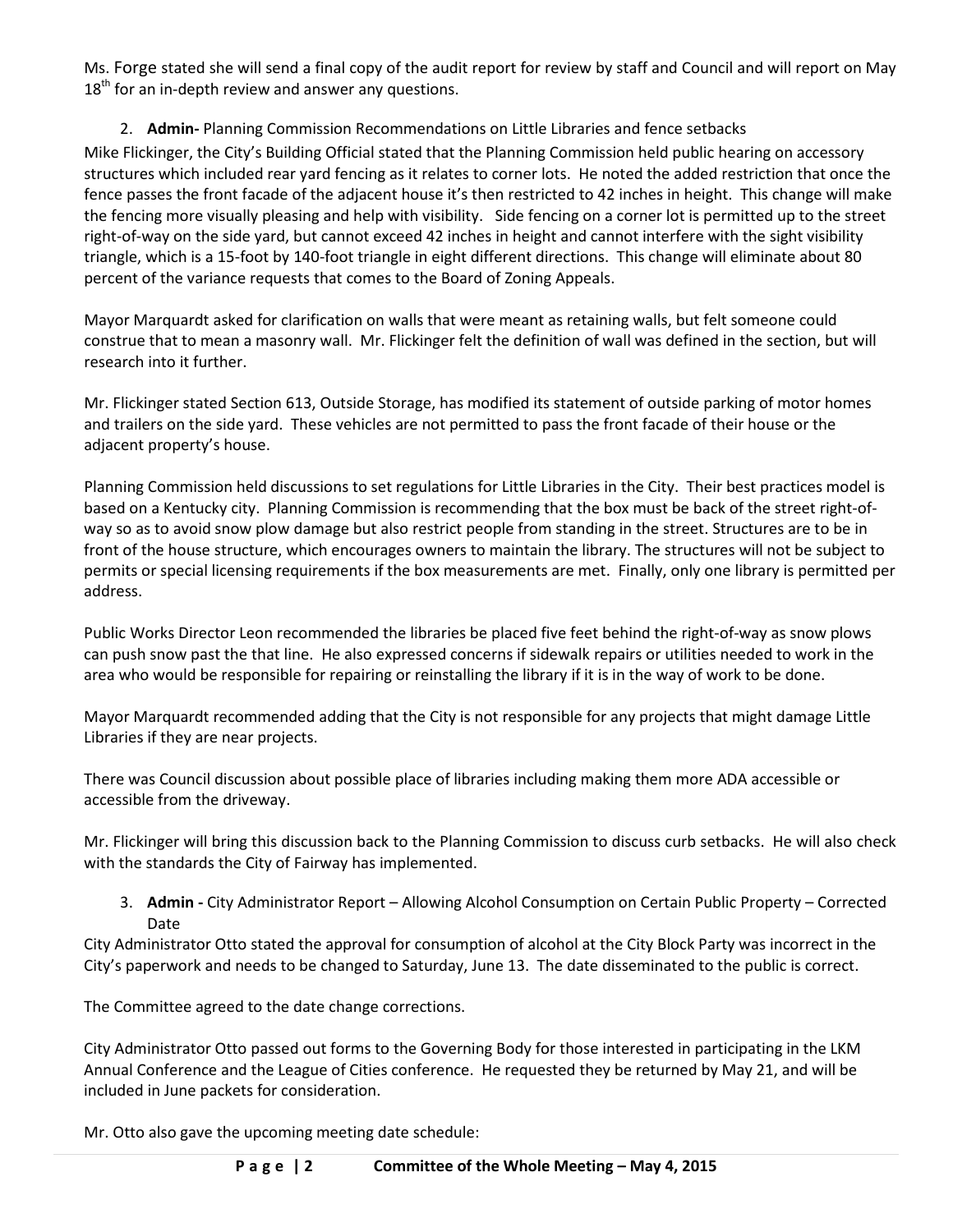Ms. Forge stated she will send a final copy of the audit report for review by staff and Council and will report on May 18th for an in-depth review and answer any questions.

2. **Admin-** Planning Commission Recommendations on Little Libraries and fence setbacks

Mike Flickinger, the City's Building Official stated that the Planning Commission held public hearing on accessory structures which included rear yard fencing as it relates to corner lots. He noted the added restriction that once the fence passes the front facade of the adjacent house it's then restricted to 42 inches in height. This change will make the fencing more visually pleasing and help with visibility. Side fencing on a corner lot is permitted up to the street right-of-way on the side yard, but cannot exceed 42 inches in height and cannot interfere with the sight visibility triangle, which is a 15-foot by 140-foot triangle in eight different directions. This change will eliminate about 80 percent of the variance requests that comes to the Board of Zoning Appeals.

Mayor Marquardt asked for clarification on walls that were meant as retaining walls, but felt someone could construe that to mean a masonry wall. Mr. Flickinger felt the definition of wall was defined in the section, but will research into it further.

Mr. Flickinger stated Section 613, Outside Storage, has modified its statement of outside parking of motor homes and trailers on the side yard. These vehicles are not permitted to pass the front facade of their house or the adjacent property's house.

Planning Commission held discussions to set regulations for Little Libraries in the City. Their best practices model is based on a Kentucky city. Planning Commission is recommending that the box must be back of the street right-of-way so as to avoid snow plow damage but also restrict people from standing in the street. Structures are to be in front of the house structure, which encourages owners to maintain the library. The structures will not be subject to permits or special licensing requirements if the box measurements are met. Finally, only one library is permitted per address.

Public Works Director Leon recommended the libraries be placed five feet behind the right-of-way as snow plows can push snow past the that line. He also expressed concerns if sidewalk repairs or utilities needed to work in the area who would be responsible for repairing or reinstalling the library if it is in the way of work to be done.

Mayor Marquardt recommended adding that the City is not responsible for any projects that might damage Little Libraries if they are near projects.

There was Council discussion about possible place of libraries including making them more ADA accessible or accessible from the driveway.

Mr. Flickinger will bring this discussion back to the Planning Commission to discuss curb setbacks. He will also check with the standards the City of Fairway has implemented.

3. **Admin -** City Administrator Report – Allowing Alcohol Consumption on Certain Public Property – Corrected Date

City Administrator Otto stated the approval for consumption of alcohol at the City Block Party was incorrect in the City's paperwork and needs to be changed to Saturday, June 13. The date disseminated to the public is correct.

The Committee agreed to the date change corrections.

City Administrator Otto passed out forms to the Governing Body for those interested in participating in the LKM Annual Conference and the League of Cities conference. He requested they be returned by May 21, and will be included in June packets for consideration.

Mr. Otto also gave the upcoming meeting date schedule: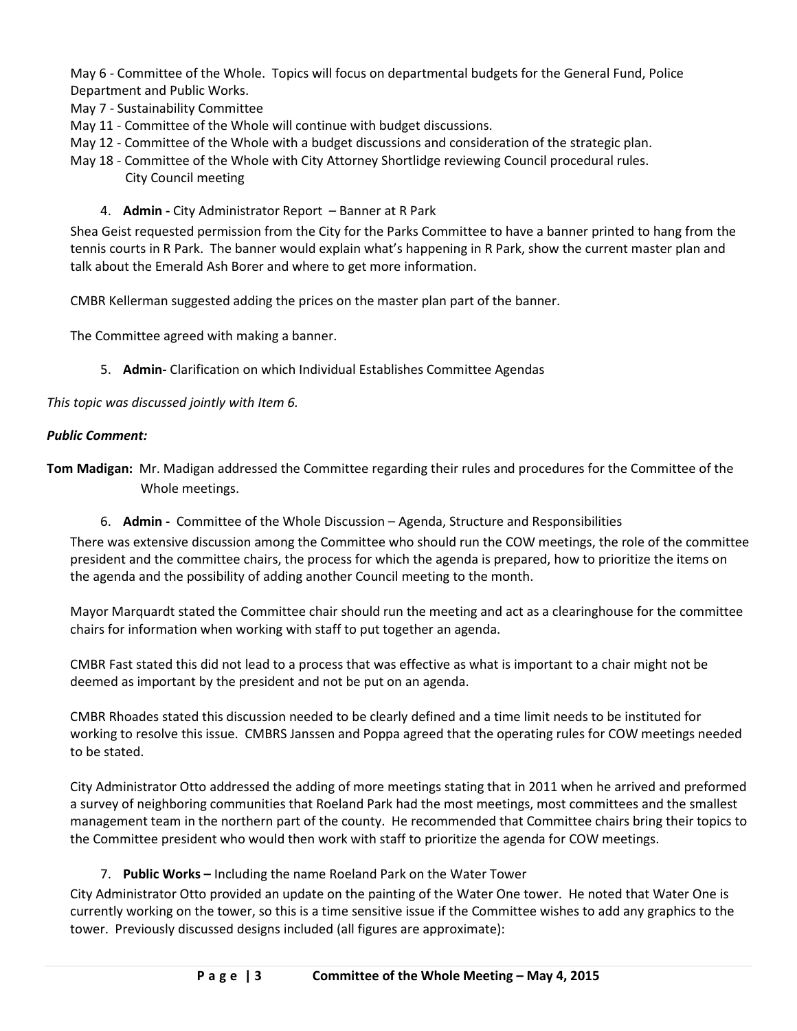May 6 - Committee of the Whole. Topics will focus on departmental budgets for the General Fund, Police Department and Public Works.
May 7 - Sustainability Committee
May 11 - Committee of the Whole will continue with budget discussions.
May 12 - Committee of the Whole with a budget discussions and consideration of the strategic plan.
May 18 - Committee of the Whole with City Attorney Shortlidge reviewing Council procedural rules.
City Council meeting

4. **Admin -** City Administrator Report – Banner at R Park

Shea Geist requested permission from the City for the Parks Committee to have a banner printed to hang from the tennis courts in R Park. The banner would explain what's happening in R Park, show the current master plan and talk about the Emerald Ash Borer and where to get more information.

CMBR Kellerman suggested adding the prices on the master plan part of the banner.

The Committee agreed with making a banner.

5. **Admin-** Clarification on which Individual Establishes Committee Agendas

*This topic was discussed jointly with Item 6.*

***Public Comment:***

**Tom Madigan:** Mr. Madigan addressed the Committee regarding their rules and procedures for the Committee of the Whole meetings.

6. **Admin -** Committee of the Whole Discussion – Agenda, Structure and Responsibilities

There was extensive discussion among the Committee who should run the COW meetings, the role of the committee president and the committee chairs, the process for which the agenda is prepared, how to prioritize the items on the agenda and the possibility of adding another Council meeting to the month.

Mayor Marquardt stated the Committee chair should run the meeting and act as a clearinghouse for the committee chairs for information when working with staff to put together an agenda.

CMBR Fast stated this did not lead to a process that was effective as what is important to a chair might not be deemed as important by the president and not be put on an agenda.

CMBR Rhoades stated this discussion needed to be clearly defined and a time limit needs to be instituted for working to resolve this issue. CMBRS Janssen and Poppa agreed that the operating rules for COW meetings needed to be stated.

City Administrator Otto addressed the adding of more meetings stating that in 2011 when he arrived and preformed a survey of neighboring communities that Roeland Park had the most meetings, most committees and the smallest management team in the northern part of the county. He recommended that Committee chairs bring their topics to the Committee president who would then work with staff to prioritize the agenda for COW meetings.

7. **Public Works –** Including the name Roeland Park on the Water Tower

City Administrator Otto provided an update on the painting of the Water One tower. He noted that Water One is currently working on the tower, so this is a time sensitive issue if the Committee wishes to add any graphics to the tower. Previously discussed designs included (all figures are approximate):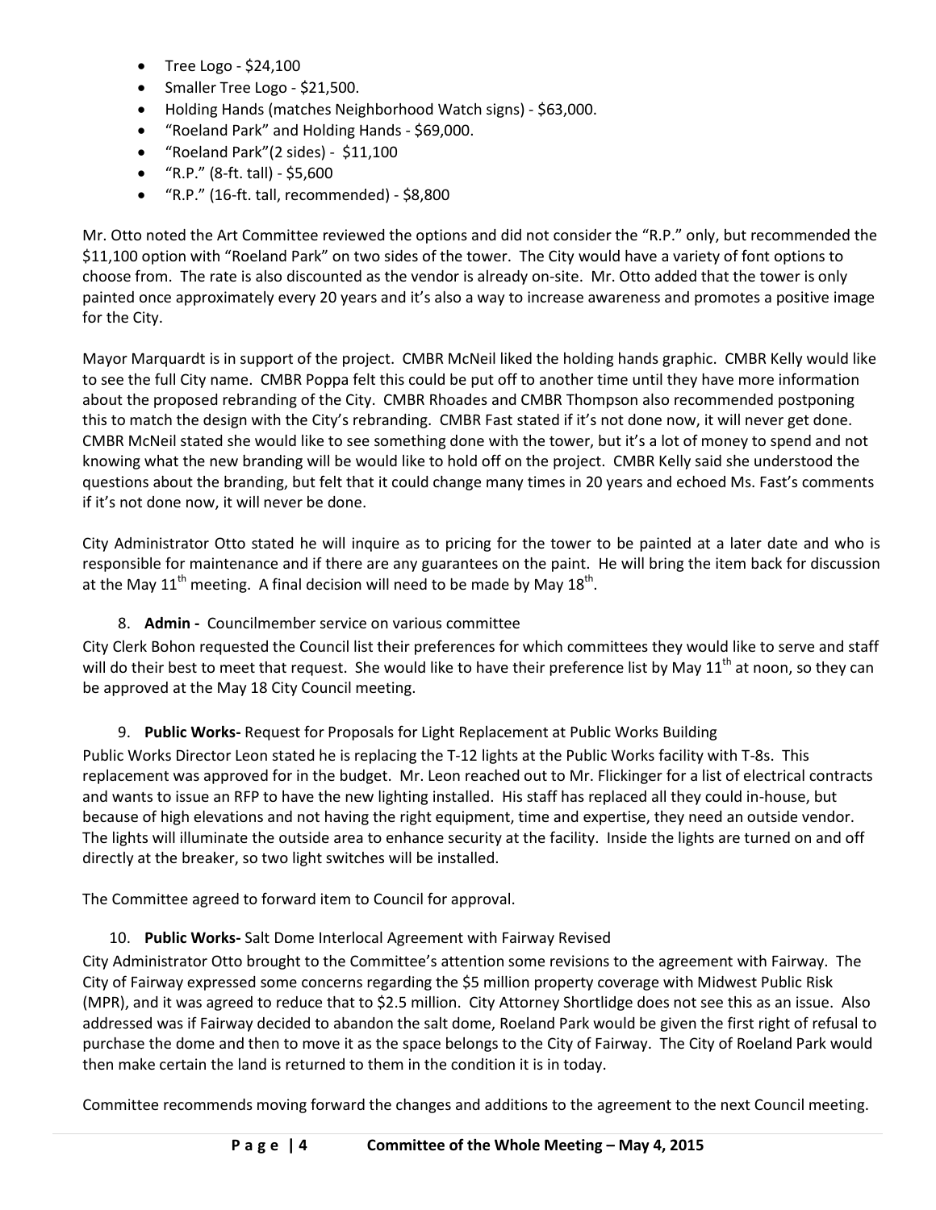- Tree Logo - $24,100
- Smaller Tree Logo - $21,500.
- Holding Hands (matches Neighborhood Watch signs) - $63,000.
- "Roeland Park" and Holding Hands - $69,000.
- "Roeland Park"(2 sides) - $11,100
- "R.P." (8-ft. tall) - $5,600
- "R.P." (16-ft. tall, recommended) - $8,800

Mr. Otto noted the Art Committee reviewed the options and did not consider the "R.P." only, but recommended the $11,100 option with "Roeland Park" on two sides of the tower. The City would have a variety of font options to choose from. The rate is also discounted as the vendor is already on-site. Mr. Otto added that the tower is only painted once approximately every 20 years and it's also a way to increase awareness and promotes a positive image for the City.

Mayor Marquardt is in support of the project. CMBR McNeil liked the holding hands graphic. CMBR Kelly would like to see the full City name. CMBR Poppa felt this could be put off to another time until they have more information about the proposed rebranding of the City. CMBR Rhoades and CMBR Thompson also recommended postponing this to match the design with the City's rebranding. CMBR Fast stated if it's not done now, it will never get done. CMBR McNeil stated she would like to see something done with the tower, but it's a lot of money to spend and not knowing what the new branding will be would like to hold off on the project. CMBR Kelly said she understood the questions about the branding, but felt that it could change many times in 20 years and echoed Ms. Fast's comments if it's not done now, it will never be done.

City Administrator Otto stated he will inquire as to pricing for the tower to be painted at a later date and who is responsible for maintenance and if there are any guarantees on the paint. He will bring the item back for discussion at the May 11th meeting. A final decision will need to be made by May 18th.

8. **Admin -** Councilmember service on various committee

City Clerk Bohon requested the Council list their preferences for which committees they would like to serve and staff will do their best to meet that request. She would like to have their preference list by May 11th at noon, so they can be approved at the May 18 City Council meeting.

9. **Public Works-** Request for Proposals for Light Replacement at Public Works Building

Public Works Director Leon stated he is replacing the T-12 lights at the Public Works facility with T-8s. This replacement was approved for in the budget. Mr. Leon reached out to Mr. Flickinger for a list of electrical contracts and wants to issue an RFP to have the new lighting installed. His staff has replaced all they could in-house, but because of high elevations and not having the right equipment, time and expertise, they need an outside vendor. The lights will illuminate the outside area to enhance security at the facility. Inside the lights are turned on and off directly at the breaker, so two light switches will be installed.

The Committee agreed to forward item to Council for approval.

10. **Public Works-** Salt Dome Interlocal Agreement with Fairway Revised

City Administrator Otto brought to the Committee's attention some revisions to the agreement with Fairway. The City of Fairway expressed some concerns regarding the $5 million property coverage with Midwest Public Risk (MPR), and it was agreed to reduce that to $2.5 million. City Attorney Shortlidge does not see this as an issue. Also addressed was if Fairway decided to abandon the salt dome, Roeland Park would be given the first right of refusal to purchase the dome and then to move it as the space belongs to the City of Fairway. The City of Roeland Park would then make certain the land is returned to them in the condition it is in today.

Committee recommends moving forward the changes and additions to the agreement to the next Council meeting.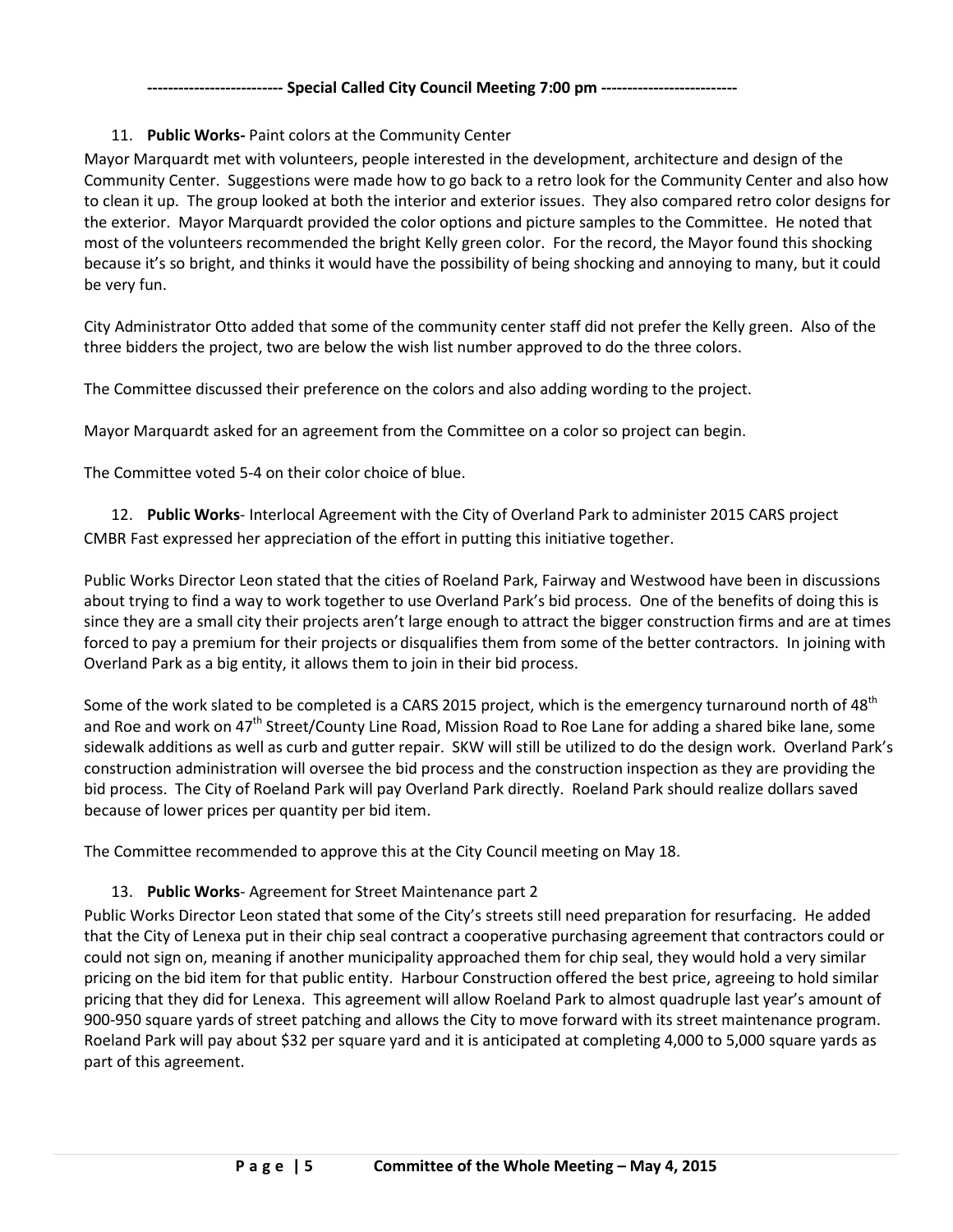**-------------------------- Special Called City Council Meeting 7:00 pm --------------------------**

11. **Public Works-** Paint colors at the Community Center

Mayor Marquardt met with volunteers, people interested in the development, architecture and design of the Community Center. Suggestions were made how to go back to a retro look for the Community Center and also how to clean it up. The group looked at both the interior and exterior issues. They also compared retro color designs for the exterior. Mayor Marquardt provided the color options and picture samples to the Committee. He noted that most of the volunteers recommended the bright Kelly green color. For the record, the Mayor found this shocking because it's so bright, and thinks it would have the possibility of being shocking and annoying to many, but it could be very fun.

City Administrator Otto added that some of the community center staff did not prefer the Kelly green. Also of the three bidders the project, two are below the wish list number approved to do the three colors.

The Committee discussed their preference on the colors and also adding wording to the project.

Mayor Marquardt asked for an agreement from the Committee on a color so project can begin.

The Committee voted 5-4 on their color choice of blue.

12. **Public Works**- Interlocal Agreement with the City of Overland Park to administer 2015 CARS project

CMBR Fast expressed her appreciation of the effort in putting this initiative together.

Public Works Director Leon stated that the cities of Roeland Park, Fairway and Westwood have been in discussions about trying to find a way to work together to use Overland Park's bid process. One of the benefits of doing this is since they are a small city their projects aren't large enough to attract the bigger construction firms and are at times forced to pay a premium for their projects or disqualifies them from some of the better contractors. In joining with Overland Park as a big entity, it allows them to join in their bid process.

Some of the work slated to be completed is a CARS 2015 project, which is the emergency turnaround north of 48th and Roe and work on 47th Street/County Line Road, Mission Road to Roe Lane for adding a shared bike lane, some sidewalk additions as well as curb and gutter repair. SKW will still be utilized to do the design work. Overland Park's construction administration will oversee the bid process and the construction inspection as they are providing the bid process. The City of Roeland Park will pay Overland Park directly. Roeland Park should realize dollars saved because of lower prices per quantity per bid item.

The Committee recommended to approve this at the City Council meeting on May 18.

13. **Public Works**- Agreement for Street Maintenance part 2

Public Works Director Leon stated that some of the City's streets still need preparation for resurfacing. He added that the City of Lenexa put in their chip seal contract a cooperative purchasing agreement that contractors could or could not sign on, meaning if another municipality approached them for chip seal, they would hold a very similar pricing on the bid item for that public entity. Harbour Construction offered the best price, agreeing to hold similar pricing that they did for Lenexa. This agreement will allow Roeland Park to almost quadruple last year's amount of 900-950 square yards of street patching and allows the City to move forward with its street maintenance program. Roeland Park will pay about $32 per square yard and it is anticipated at completing 4,000 to 5,000 square yards as part of this agreement.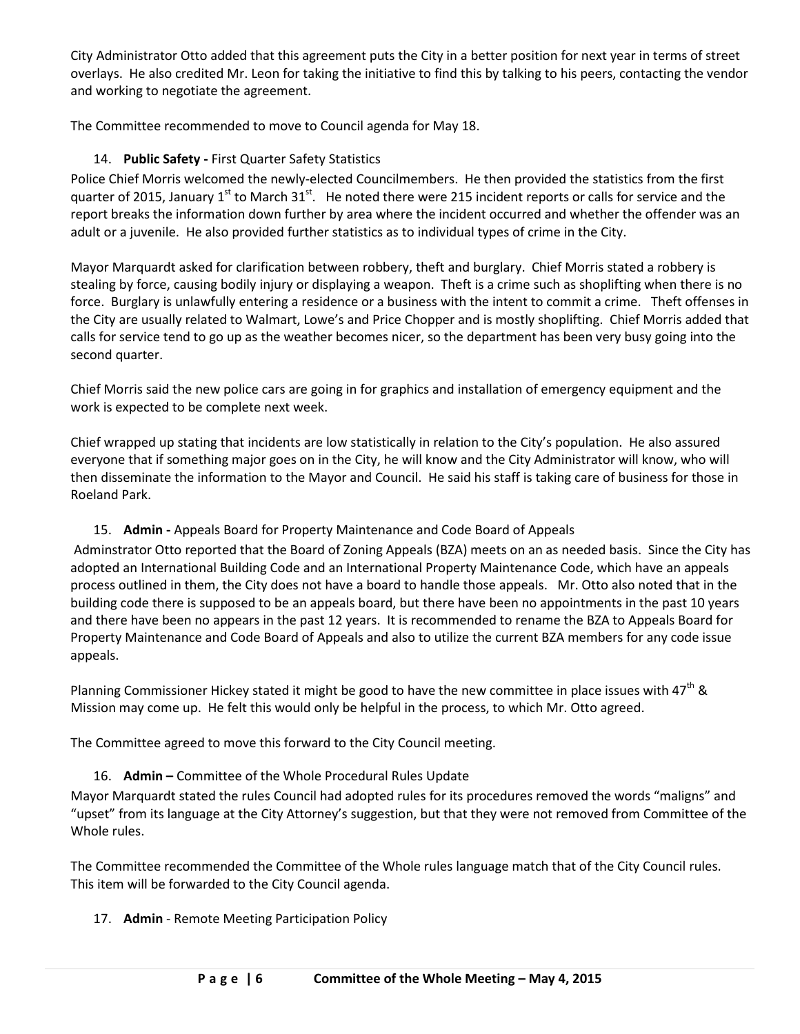City Administrator Otto added that this agreement puts the City in a better position for next year in terms of street overlays. He also credited Mr. Leon for taking the initiative to find this by talking to his peers, contacting the vendor and working to negotiate the agreement.

The Committee recommended to move to Council agenda for May 18.

14. **Public Safety -** First Quarter Safety Statistics

Police Chief Morris welcomed the newly-elected Councilmembers. He then provided the statistics from the first quarter of 2015, January 1st to March 31st. He noted there were 215 incident reports or calls for service and the report breaks the information down further by area where the incident occurred and whether the offender was an adult or a juvenile. He also provided further statistics as to individual types of crime in the City.

Mayor Marquardt asked for clarification between robbery, theft and burglary. Chief Morris stated a robbery is stealing by force, causing bodily injury or displaying a weapon. Theft is a crime such as shoplifting when there is no force. Burglary is unlawfully entering a residence or a business with the intent to commit a crime. Theft offenses in the City are usually related to Walmart, Lowe's and Price Chopper and is mostly shoplifting. Chief Morris added that calls for service tend to go up as the weather becomes nicer, so the department has been very busy going into the second quarter.

Chief Morris said the new police cars are going in for graphics and installation of emergency equipment and the work is expected to be complete next week.

Chief wrapped up stating that incidents are low statistically in relation to the City's population. He also assured everyone that if something major goes on in the City, he will know and the City Administrator will know, who will then disseminate the information to the Mayor and Council. He said his staff is taking care of business for those in Roeland Park.

15. **Admin -** Appeals Board for Property Maintenance and Code Board of Appeals

Adminstrator Otto reported that the Board of Zoning Appeals (BZA) meets on an as needed basis. Since the City has adopted an International Building Code and an International Property Maintenance Code, which have an appeals process outlined in them, the City does not have a board to handle those appeals. Mr. Otto also noted that in the building code there is supposed to be an appeals board, but there have been no appointments in the past 10 years and there have been no appears in the past 12 years. It is recommended to rename the BZA to Appeals Board for Property Maintenance and Code Board of Appeals and also to utilize the current BZA members for any code issue appeals.

Planning Commissioner Hickey stated it might be good to have the new committee in place issues with 47th & Mission may come up. He felt this would only be helpful in the process, to which Mr. Otto agreed.

The Committee agreed to move this forward to the City Council meeting.

16. **Admin –** Committee of the Whole Procedural Rules Update

Mayor Marquardt stated the rules Council had adopted rules for its procedures removed the words "maligns" and "upset" from its language at the City Attorney's suggestion, but that they were not removed from Committee of the Whole rules.

The Committee recommended the Committee of the Whole rules language match that of the City Council rules. This item will be forwarded to the City Council agenda.

17. **Admin** - Remote Meeting Participation Policy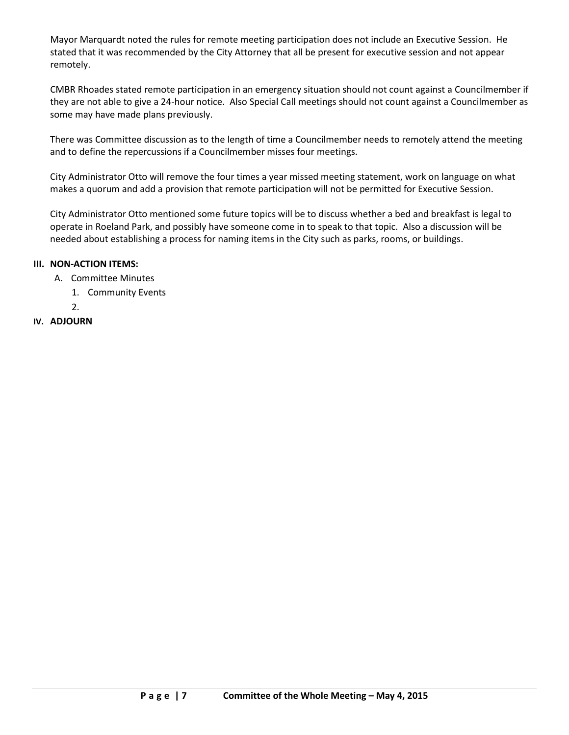Mayor Marquardt noted the rules for remote meeting participation does not include an Executive Session. He stated that it was recommended by the City Attorney that all be present for executive session and not appear remotely.

CMBR Rhoades stated remote participation in an emergency situation should not count against a Councilmember if they are not able to give a 24-hour notice. Also Special Call meetings should not count against a Councilmember as some may have made plans previously.

There was Committee discussion as to the length of time a Councilmember needs to remotely attend the meeting and to define the repercussions if a Councilmember misses four meetings.

City Administrator Otto will remove the four times a year missed meeting statement, work on language on what makes a quorum and add a provision that remote participation will not be permitted for Executive Session.

City Administrator Otto mentioned some future topics will be to discuss whether a bed and breakfast is legal to operate in Roeland Park, and possibly have someone come in to speak to that topic. Also a discussion will be needed about establishing a process for naming items in the City such as parks, rooms, or buildings.

**III. NON-ACTION ITEMS:**

A. Committee Minutes

1. Community Events
2.

**IV. ADJOURN**